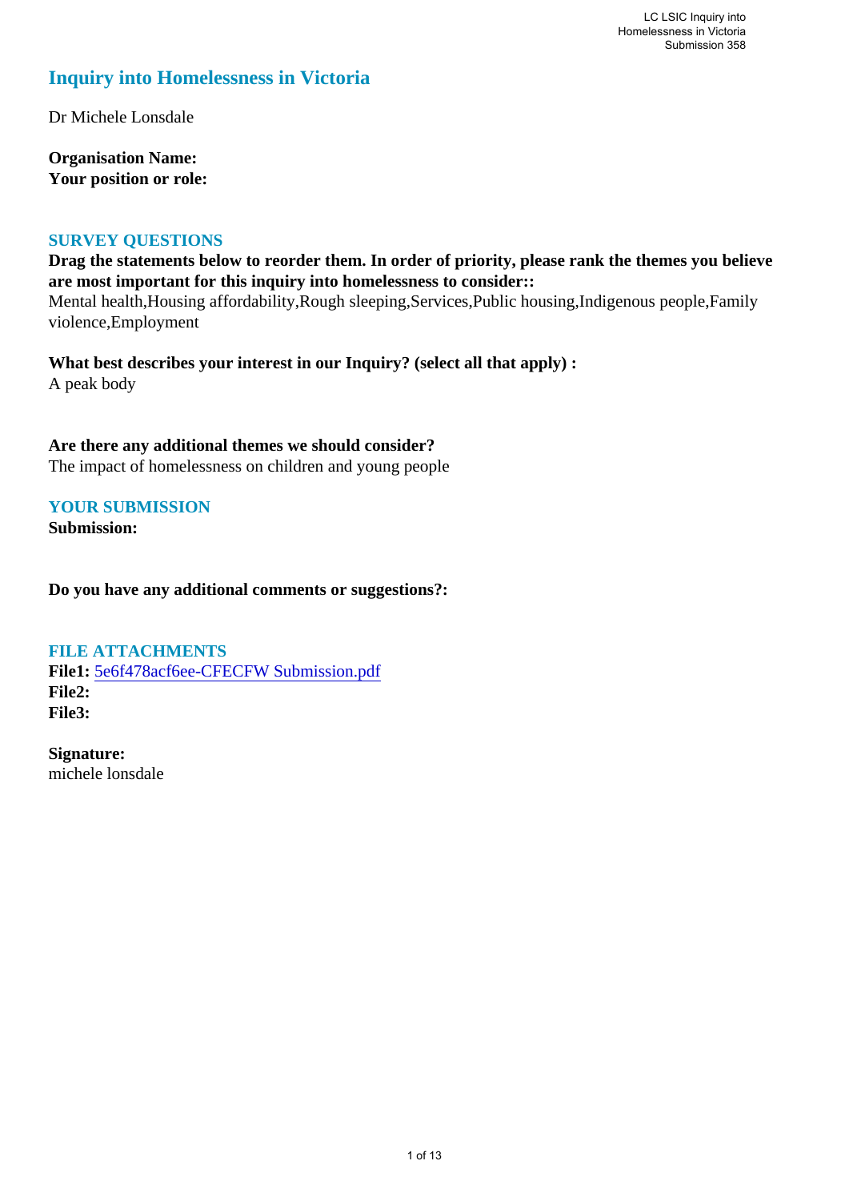# Inquiry into Homelessness in Victoria

Dr Michele Lonsdale

**Organisation Name:**
**Your position or role:**

## SURVEY QUESTIONS

**Drag the statements below to reorder them. In order of priority, please rank the themes you believe are most important for this inquiry into homelessness to consider::**
Mental health,Housing affordability,Rough sleeping,Services,Public housing,Indigenous people,Family violence,Employment

**What best describes your interest in our Inquiry? (select all that apply) :**
A peak body

**Are there any additional themes we should consider?**
The impact of homelessness on children and young people

## YOUR SUBMISSION

**Submission:**

**Do you have any additional comments or suggestions?:**

## FILE ATTACHMENTS

**File1:** 5e6f478acf6ee-CFECFW Submission.pdf
**File2:**
**File3:**

**Signature:**
michele lonsdale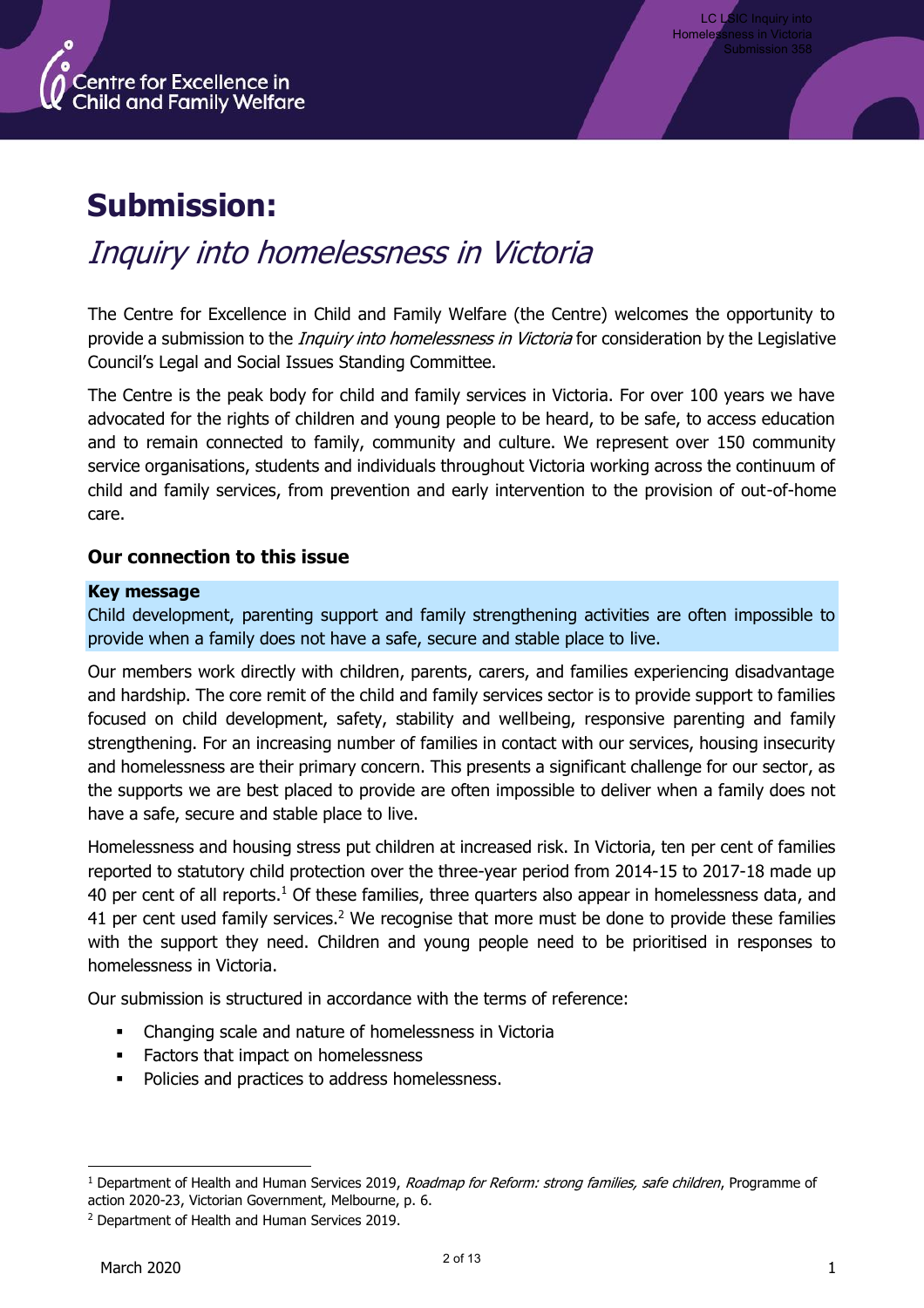# Submission:

## *Inquiry into homelessness in Victoria*

The Centre for Excellence in Child and Family Welfare (the Centre) welcomes the opportunity to provide a submission to the *Inquiry into homelessness in Victoria* for consideration by the Legislative Council's Legal and Social Issues Standing Committee.

The Centre is the peak body for child and family services in Victoria. For over 100 years we have advocated for the rights of children and young people to be heard, to be safe, to access education and to remain connected to family, community and culture. We represent over 150 community service organisations, students and individuals throughout Victoria working across the continuum of child and family services, from prevention and early intervention to the provision of out-of-home care.

### Our connection to this issue

**Key message**
Child development, parenting support and family strengthening activities are often impossible to provide when a family does not have a safe, secure and stable place to live.

Our members work directly with children, parents, carers, and families experiencing disadvantage and hardship. The core remit of the child and family services sector is to provide support to families focused on child development, safety, stability and wellbeing, responsive parenting and family strengthening. For an increasing number of families in contact with our services, housing insecurity and homelessness are their primary concern. This presents a significant challenge for our sector, as the supports we are best placed to provide are often impossible to deliver when a family does not have a safe, secure and stable place to live.

Homelessness and housing stress put children at increased risk. In Victoria, ten per cent of families reported to statutory child protection over the three-year period from 2014-15 to 2017-18 made up 40 per cent of all reports.[1] Of these families, three quarters also appear in homelessness data, and 41 per cent used family services.[2] We recognise that more must be done to provide these families with the support they need. Children and young people need to be prioritised in responses to homelessness in Victoria.

Our submission is structured in accordance with the terms of reference:

- Changing scale and nature of homelessness in Victoria
- Factors that impact on homelessness
- Policies and practices to address homelessness.

---

[1] Department of Health and Human Services 2019, *Roadmap for Reform: strong families, safe children*, Programme of action 2020-23, Victorian Government, Melbourne, p. 6.

[2] Department of Health and Human Services 2019.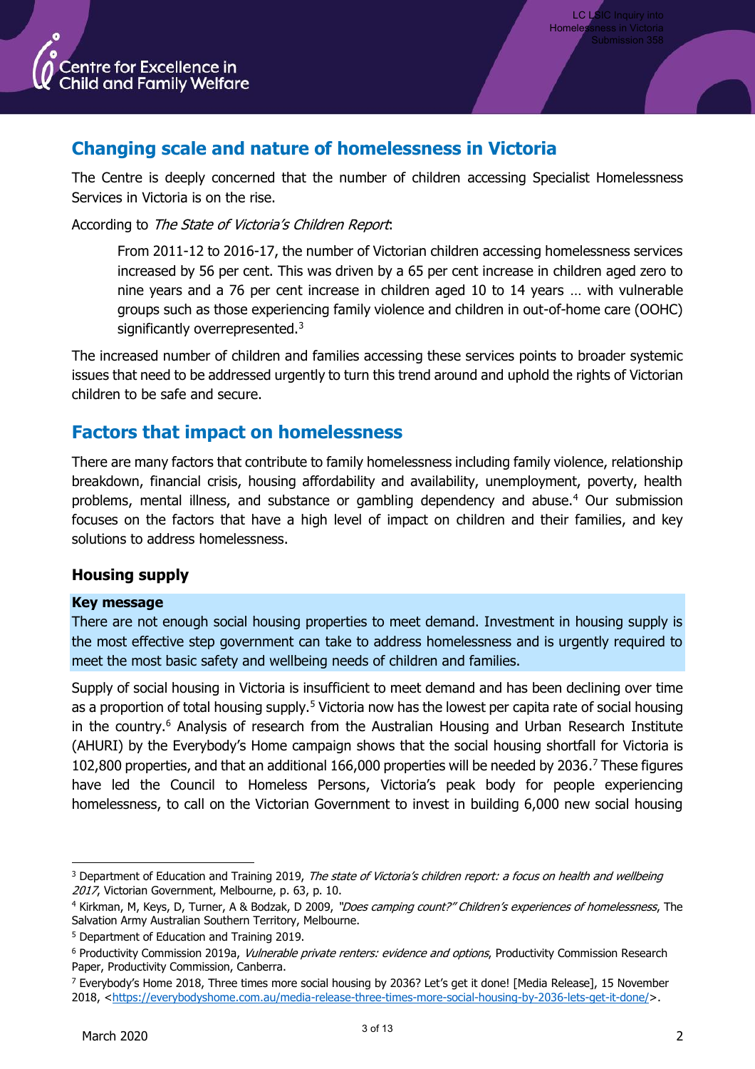## Changing scale and nature of homelessness in Victoria

The Centre is deeply concerned that the number of children accessing Specialist Homelessness Services in Victoria is on the rise.

According to *The State of Victoria's Children Report*:

> From 2011-12 to 2016-17, the number of Victorian children accessing homelessness services increased by 56 per cent. This was driven by a 65 per cent increase in children aged zero to nine years and a 76 per cent increase in children aged 10 to 14 years … with vulnerable groups such as those experiencing family violence and children in out-of-home care (OOHC) significantly overrepresented.[3]

The increased number of children and families accessing these services points to broader systemic issues that need to be addressed urgently to turn this trend around and uphold the rights of Victorian children to be safe and secure.

## Factors that impact on homelessness

There are many factors that contribute to family homelessness including family violence, relationship breakdown, financial crisis, housing affordability and availability, unemployment, poverty, health problems, mental illness, and substance or gambling dependency and abuse.[4] Our submission focuses on the factors that have a high level of impact on children and their families, and key solutions to address homelessness.

### Housing supply

**Key message**
There are not enough social housing properties to meet demand. Investment in housing supply is the most effective step government can take to address homelessness and is urgently required to meet the most basic safety and wellbeing needs of children and families.

Supply of social housing in Victoria is insufficient to meet demand and has been declining over time as a proportion of total housing supply.[5] Victoria now has the lowest per capita rate of social housing in the country.[6] Analysis of research from the Australian Housing and Urban Research Institute (AHURI) by the Everybody's Home campaign shows that the social housing shortfall for Victoria is 102,800 properties, and that an additional 166,000 properties will be needed by 2036.[7] These figures have led the Council to Homeless Persons, Victoria's peak body for people experiencing homelessness, to call on the Victorian Government to invest in building 6,000 new social housing

---

[3] Department of Education and Training 2019, *The state of Victoria's children report: a focus on health and wellbeing 2017*, Victorian Government, Melbourne, p. 63, p. 10.

[4] Kirkman, M, Keys, D, Turner, A & Bodzak, D 2009, *"Does camping count?" Children's experiences of homelessness*, The Salvation Army Australian Southern Territory, Melbourne.

[5] Department of Education and Training 2019.

[6] Productivity Commission 2019a, *Vulnerable private renters: evidence and options*, Productivity Commission Research Paper, Productivity Commission, Canberra.

[7] Everybody's Home 2018, Three times more social housing by 2036? Let's get it done! [Media Release], 15 November 2018, <https://everybodyshome.com.au/media-release-three-times-more-social-housing-by-2036-lets-get-it-done/>.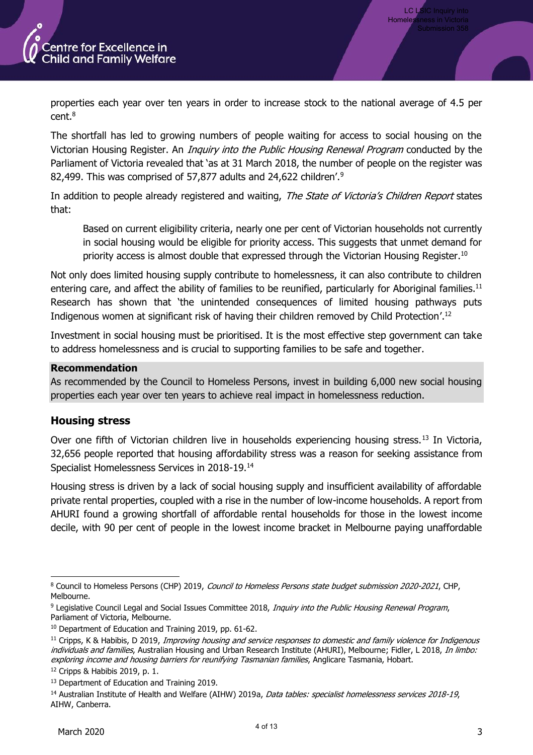properties each year over ten years in order to increase stock to the national average of 4.5 per cent.[8]

The shortfall has led to growing numbers of people waiting for access to social housing on the Victorian Housing Register. An *Inquiry into the Public Housing Renewal Program* conducted by the Parliament of Victoria revealed that 'as at 31 March 2018, the number of people on the register was 82,499. This was comprised of 57,877 adults and 24,622 children'.[9]

In addition to people already registered and waiting, *The State of Victoria's Children Report* states that:

> Based on current eligibility criteria, nearly one per cent of Victorian households not currently in social housing would be eligible for priority access. This suggests that unmet demand for priority access is almost double that expressed through the Victorian Housing Register.[10]

Not only does limited housing supply contribute to homelessness, it can also contribute to children entering care, and affect the ability of families to be reunified, particularly for Aboriginal families.[11] Research has shown that 'the unintended consequences of limited housing pathways puts Indigenous women at significant risk of having their children removed by Child Protection'.[12]

Investment in social housing must be prioritised. It is the most effective step government can take to address homelessness and is crucial to supporting families to be safe and together.

**Recommendation**

As recommended by the Council to Homeless Persons, invest in building 6,000 new social housing properties each year over ten years to achieve real impact in homelessness reduction.

### Housing stress

Over one fifth of Victorian children live in households experiencing housing stress.[13] In Victoria, 32,656 people reported that housing affordability stress was a reason for seeking assistance from Specialist Homelessness Services in 2018-19.[14]

Housing stress is driven by a lack of social housing supply and insufficient availability of affordable private rental properties, coupled with a rise in the number of low-income households. A report from AHURI found a growing shortfall of affordable rental households for those in the lowest income decile, with 90 per cent of people in the lowest income bracket in Melbourne paying unaffordable

---

[8] Council to Homeless Persons (CHP) 2019, *Council to Homeless Persons state budget submission 2020-2021*, CHP, Melbourne.

[9] Legislative Council Legal and Social Issues Committee 2018, *Inquiry into the Public Housing Renewal Program*, Parliament of Victoria, Melbourne.

[10] Department of Education and Training 2019, pp. 61-62.

[11] Cripps, K & Habibis, D 2019, *Improving housing and service responses to domestic and family violence for Indigenous individuals and families*, Australian Housing and Urban Research Institute (AHURI), Melbourne; Fidler, L 2018, *In limbo: exploring income and housing barriers for reunifying Tasmanian families*, Anglicare Tasmania, Hobart.

[12] Cripps & Habibis 2019, p. 1.

[13] Department of Education and Training 2019.

[14] Australian Institute of Health and Welfare (AIHW) 2019a, *Data tables: specialist homelessness services 2018-19*, AIHW, Canberra.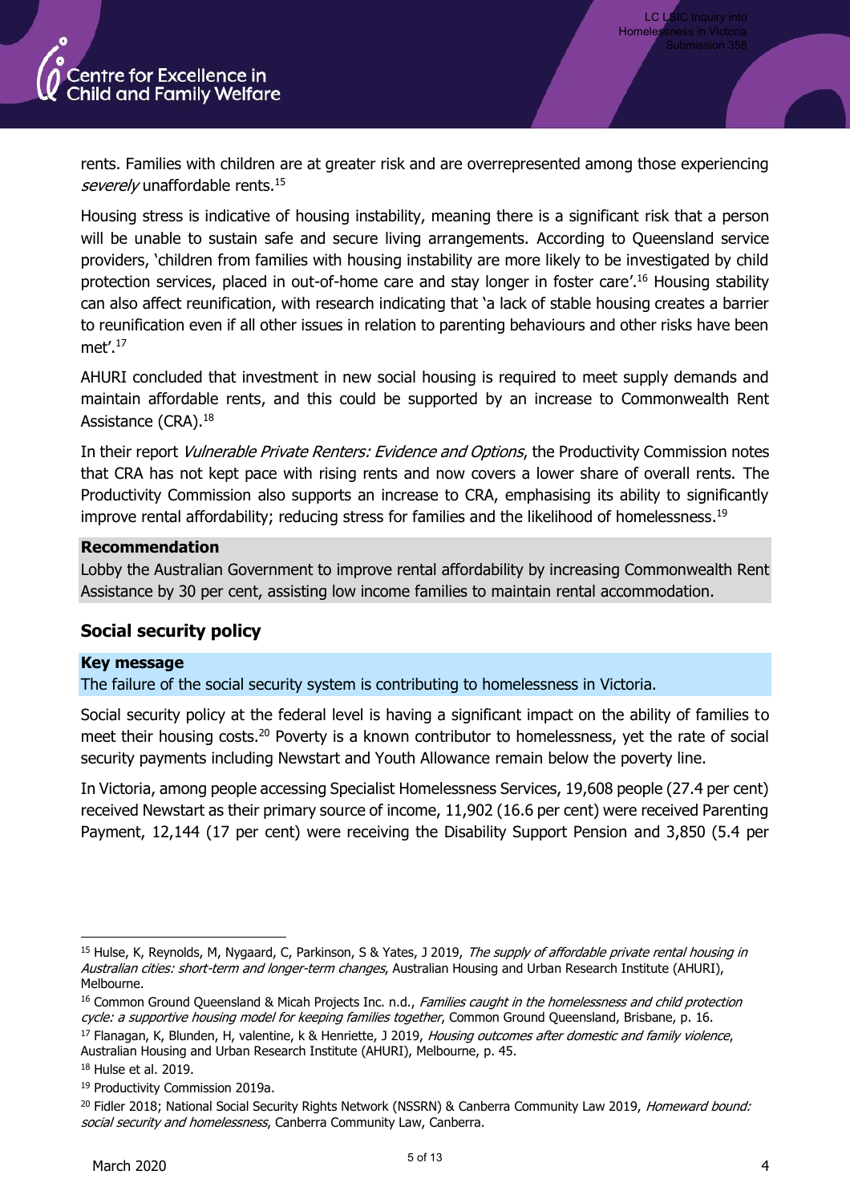rents. Families with children are at greater risk and are overrepresented among those experiencing *severely* unaffordable rents.[15]

Housing stress is indicative of housing instability, meaning there is a significant risk that a person will be unable to sustain safe and secure living arrangements. According to Queensland service providers, 'children from families with housing instability are more likely to be investigated by child protection services, placed in out-of-home care and stay longer in foster care'.[16] Housing stability can also affect reunification, with research indicating that 'a lack of stable housing creates a barrier to reunification even if all other issues in relation to parenting behaviours and other risks have been met'.[17]

AHURI concluded that investment in new social housing is required to meet supply demands and maintain affordable rents, and this could be supported by an increase to Commonwealth Rent Assistance (CRA).[18]

In their report *Vulnerable Private Renters: Evidence and Options*, the Productivity Commission notes that CRA has not kept pace with rising rents and now covers a lower share of overall rents. The Productivity Commission also supports an increase to CRA, emphasising its ability to significantly improve rental affordability; reducing stress for families and the likelihood of homelessness.[19]

**Recommendation**

Lobby the Australian Government to improve rental affordability by increasing Commonwealth Rent Assistance by 30 per cent, assisting low income families to maintain rental accommodation.

## Social security policy

**Key message**

The failure of the social security system is contributing to homelessness in Victoria.

Social security policy at the federal level is having a significant impact on the ability of families to meet their housing costs.[20] Poverty is a known contributor to homelessness, yet the rate of social security payments including Newstart and Youth Allowance remain below the poverty line.

In Victoria, among people accessing Specialist Homelessness Services, 19,608 people (27.4 per cent) received Newstart as their primary source of income, 11,902 (16.6 per cent) were received Parenting Payment, 12,144 (17 per cent) were receiving the Disability Support Pension and 3,850 (5.4 per

---

[15] Hulse, K, Reynolds, M, Nygaard, C, Parkinson, S & Yates, J 2019, *The supply of affordable private rental housing in Australian cities: short-term and longer-term changes*, Australian Housing and Urban Research Institute (AHURI), Melbourne.

[16] Common Ground Queensland & Micah Projects Inc. n.d., *Families caught in the homelessness and child protection cycle: a supportive housing model for keeping families together*, Common Ground Queensland, Brisbane, p. 16.

[17] Flanagan, K, Blunden, H, valentine, k & Henriette, J 2019, *Housing outcomes after domestic and family violence*, Australian Housing and Urban Research Institute (AHURI), Melbourne, p. 45.

[18] Hulse et al. 2019.

[19] Productivity Commission 2019a.

[20] Fidler 2018; National Social Security Rights Network (NSSRN) & Canberra Community Law 2019, *Homeward bound: social security and homelessness*, Canberra Community Law, Canberra.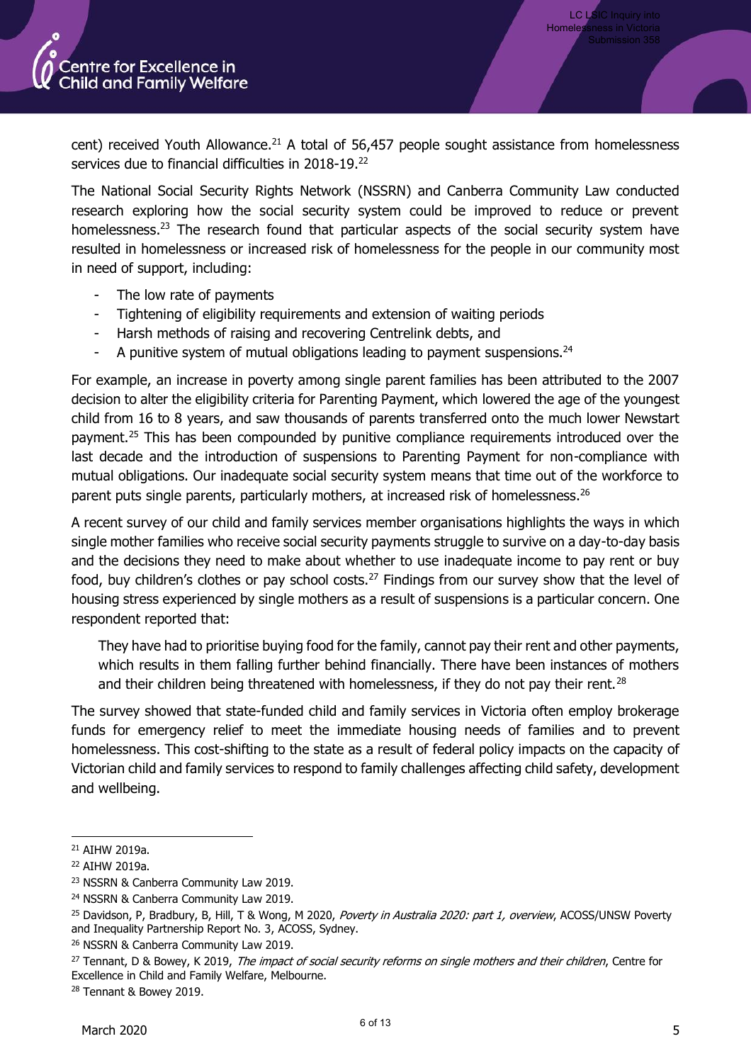cent) received Youth Allowance.[21] A total of 56,457 people sought assistance from homelessness services due to financial difficulties in 2018-19.[22]

The National Social Security Rights Network (NSSRN) and Canberra Community Law conducted research exploring how the social security system could be improved to reduce or prevent homelessness.[23] The research found that particular aspects of the social security system have resulted in homelessness or increased risk of homelessness for the people in our community most in need of support, including:

- The low rate of payments
- Tightening of eligibility requirements and extension of waiting periods
- Harsh methods of raising and recovering Centrelink debts, and
- A punitive system of mutual obligations leading to payment suspensions.[24]

For example, an increase in poverty among single parent families has been attributed to the 2007 decision to alter the eligibility criteria for Parenting Payment, which lowered the age of the youngest child from 16 to 8 years, and saw thousands of parents transferred onto the much lower Newstart payment.[25] This has been compounded by punitive compliance requirements introduced over the last decade and the introduction of suspensions to Parenting Payment for non-compliance with mutual obligations. Our inadequate social security system means that time out of the workforce to parent puts single parents, particularly mothers, at increased risk of homelessness.[26]

A recent survey of our child and family services member organisations highlights the ways in which single mother families who receive social security payments struggle to survive on a day-to-day basis and the decisions they need to make about whether to use inadequate income to pay rent or buy food, buy children's clothes or pay school costs.[27] Findings from our survey show that the level of housing stress experienced by single mothers as a result of suspensions is a particular concern. One respondent reported that:

> They have had to prioritise buying food for the family, cannot pay their rent and other payments, which results in them falling further behind financially. There have been instances of mothers and their children being threatened with homelessness, if they do not pay their rent.[28]

The survey showed that state-funded child and family services in Victoria often employ brokerage funds for emergency relief to meet the immediate housing needs of families and to prevent homelessness. This cost-shifting to the state as a result of federal policy impacts on the capacity of Victorian child and family services to respond to family challenges affecting child safety, development and wellbeing.

---

[21] AIHW 2019a.

[22] AIHW 2019a.

[23] NSSRN & Canberra Community Law 2019.

[24] NSSRN & Canberra Community Law 2019.

[25] Davidson, P, Bradbury, B, Hill, T & Wong, M 2020, *Poverty in Australia 2020: part 1, overview*, ACOSS/UNSW Poverty and Inequality Partnership Report No. 3, ACOSS, Sydney.

[26] NSSRN & Canberra Community Law 2019.

[27] Tennant, D & Bowey, K 2019, *The impact of social security reforms on single mothers and their children*, Centre for Excellence in Child and Family Welfare, Melbourne.

[28] Tennant & Bowey 2019.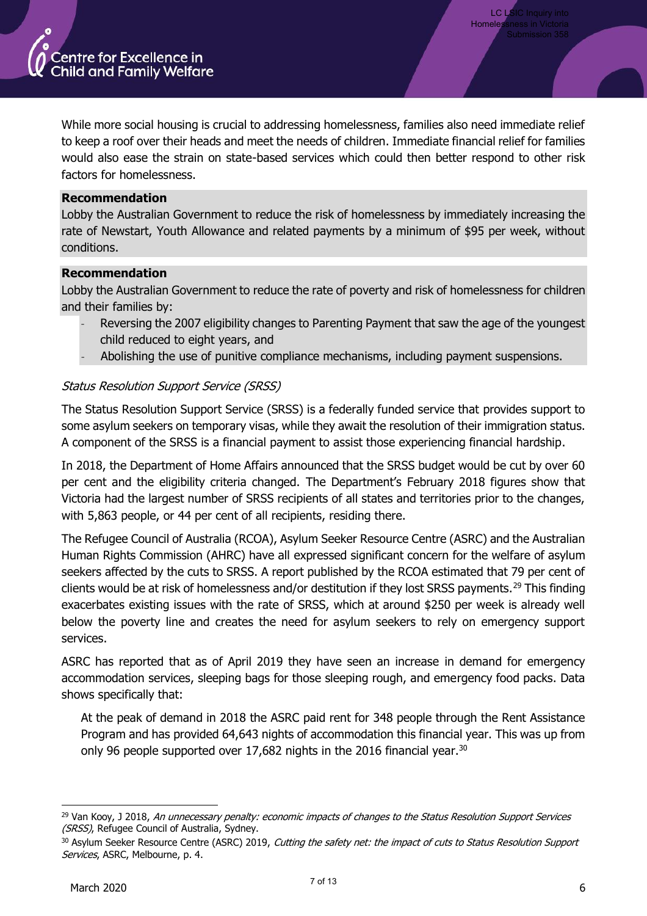While more social housing is crucial to addressing homelessness, families also need immediate relief to keep a roof over their heads and meet the needs of children. Immediate financial relief for families would also ease the strain on state-based services which could then better respond to other risk factors for homelessness.

**Recommendation**

Lobby the Australian Government to reduce the risk of homelessness by immediately increasing the rate of Newstart, Youth Allowance and related payments by a minimum of $95 per week, without conditions.

**Recommendation**

Lobby the Australian Government to reduce the rate of poverty and risk of homelessness for children and their families by:

- Reversing the 2007 eligibility changes to Parenting Payment that saw the age of the youngest child reduced to eight years, and
- Abolishing the use of punitive compliance mechanisms, including payment suspensions.

*Status Resolution Support Service (SRSS)*

The Status Resolution Support Service (SRSS) is a federally funded service that provides support to some asylum seekers on temporary visas, while they await the resolution of their immigration status. A component of the SRSS is a financial payment to assist those experiencing financial hardship.

In 2018, the Department of Home Affairs announced that the SRSS budget would be cut by over 60 per cent and the eligibility criteria changed. The Department's February 2018 figures show that Victoria had the largest number of SRSS recipients of all states and territories prior to the changes, with 5,863 people, or 44 per cent of all recipients, residing there.

The Refugee Council of Australia (RCOA), Asylum Seeker Resource Centre (ASRC) and the Australian Human Rights Commission (AHRC) have all expressed significant concern for the welfare of asylum seekers affected by the cuts to SRSS. A report published by the RCOA estimated that 79 per cent of clients would be at risk of homelessness and/or destitution if they lost SRSS payments.[29] This finding exacerbates existing issues with the rate of SRSS, which at around $250 per week is already well below the poverty line and creates the need for asylum seekers to rely on emergency support services.

ASRC has reported that as of April 2019 they have seen an increase in demand for emergency accommodation services, sleeping bags for those sleeping rough, and emergency food packs. Data shows specifically that:

> At the peak of demand in 2018 the ASRC paid rent for 348 people through the Rent Assistance Program and has provided 64,643 nights of accommodation this financial year. This was up from only 96 people supported over 17,682 nights in the 2016 financial year.[30]

---

[29] Van Kooy, J 2018, *An unnecessary penalty: economic impacts of changes to the Status Resolution Support Services (SRSS)*, Refugee Council of Australia, Sydney.

[30] Asylum Seeker Resource Centre (ASRC) 2019, *Cutting the safety net: the impact of cuts to Status Resolution Support Services*, ASRC, Melbourne, p. 4.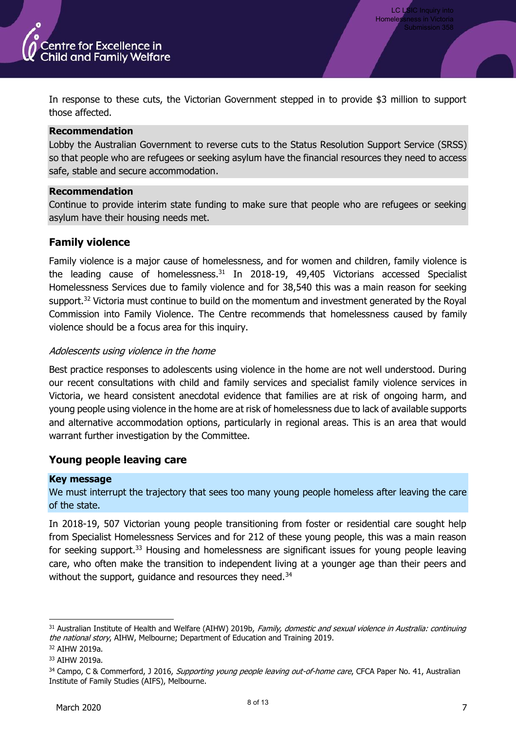In response to these cuts, the Victorian Government stepped in to provide $3 million to support those affected.

**Recommendation**

Lobby the Australian Government to reverse cuts to the Status Resolution Support Service (SRSS) so that people who are refugees or seeking asylum have the financial resources they need to access safe, stable and secure accommodation.

**Recommendation**

Continue to provide interim state funding to make sure that people who are refugees or seeking asylum have their housing needs met.

## Family violence

Family violence is a major cause of homelessness, and for women and children, family violence is the leading cause of homelessness.[31] In 2018-19, 49,405 Victorians accessed Specialist Homelessness Services due to family violence and for 38,540 this was a main reason for seeking support.[32] Victoria must continue to build on the momentum and investment generated by the Royal Commission into Family Violence. The Centre recommends that homelessness caused by family violence should be a focus area for this inquiry.

### *Adolescents using violence in the home*

Best practice responses to adolescents using violence in the home are not well understood. During our recent consultations with child and family services and specialist family violence services in Victoria, we heard consistent anecdotal evidence that families are at risk of ongoing harm, and young people using violence in the home are at risk of homelessness due to lack of available supports and alternative accommodation options, particularly in regional areas. This is an area that would warrant further investigation by the Committee.

## Young people leaving care

**Key message**

We must interrupt the trajectory that sees too many young people homeless after leaving the care of the state.

In 2018-19, 507 Victorian young people transitioning from foster or residential care sought help from Specialist Homelessness Services and for 212 of these young people, this was a main reason for seeking support.[33] Housing and homelessness are significant issues for young people leaving care, who often make the transition to independent living at a younger age than their peers and without the support, guidance and resources they need.[34]

---

[31] Australian Institute of Health and Welfare (AIHW) 2019b, *Family, domestic and sexual violence in Australia: continuing the national story*, AIHW, Melbourne; Department of Education and Training 2019.

[32] AIHW 2019a.

[33] AIHW 2019a.

[34] Campo, C & Commerford, J 2016, *Supporting young people leaving out-of-home care*, CFCA Paper No. 41, Australian Institute of Family Studies (AIFS), Melbourne.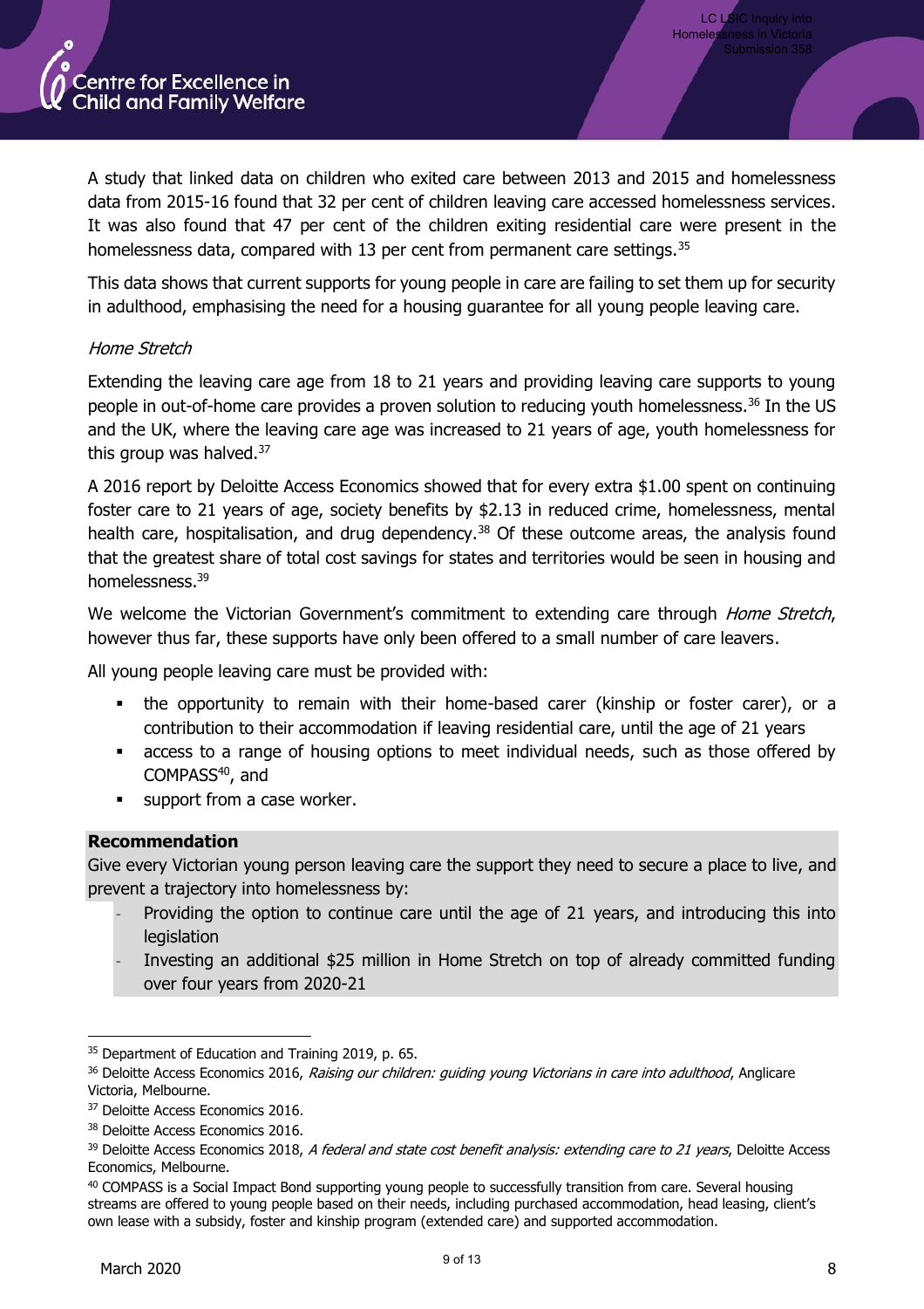A study that linked data on children who exited care between 2013 and 2015 and homelessness data from 2015-16 found that 32 per cent of children leaving care accessed homelessness services. It was also found that 47 per cent of the children exiting residential care were present in the homelessness data, compared with 13 per cent from permanent care settings.[35]

This data shows that current supports for young people in care are failing to set them up for security in adulthood, emphasising the need for a housing guarantee for all young people leaving care.

*Home Stretch*

Extending the leaving care age from 18 to 21 years and providing leaving care supports to young people in out-of-home care provides a proven solution to reducing youth homelessness.[36] In the US and the UK, where the leaving care age was increased to 21 years of age, youth homelessness for this group was halved.[37]

A 2016 report by Deloitte Access Economics showed that for every extra $1.00 spent on continuing foster care to 21 years of age, society benefits by $2.13 in reduced crime, homelessness, mental health care, hospitalisation, and drug dependency.[38] Of these outcome areas, the analysis found that the greatest share of total cost savings for states and territories would be seen in housing and homelessness.[39]

We welcome the Victorian Government's commitment to extending care through *Home Stretch*, however thus far, these supports have only been offered to a small number of care leavers.

All young people leaving care must be provided with:

- the opportunity to remain with their home-based carer (kinship or foster carer), or a contribution to their accommodation if leaving residential care, until the age of 21 years
- access to a range of housing options to meet individual needs, such as those offered by COMPASS[40], and
- support from a case worker.

**Recommendation**

Give every Victorian young person leaving care the support they need to secure a place to live, and prevent a trajectory into homelessness by:

- Providing the option to continue care until the age of 21 years, and introducing this into legislation
- Investing an additional $25 million in Home Stretch on top of already committed funding over four years from 2020-21

---

[35] Department of Education and Training 2019, p. 65.

[36] Deloitte Access Economics 2016, *Raising our children: guiding young Victorians in care into adulthood*, Anglicare Victoria, Melbourne.

[37] Deloitte Access Economics 2016.

[38] Deloitte Access Economics 2016.

[39] Deloitte Access Economics 2018, *A federal and state cost benefit analysis: extending care to 21 years*, Deloitte Access Economics, Melbourne.

[40] COMPASS is a Social Impact Bond supporting young people to successfully transition from care. Several housing streams are offered to young people based on their needs, including purchased accommodation, head leasing, client's own lease with a subsidy, foster and kinship program (extended care) and supported accommodation.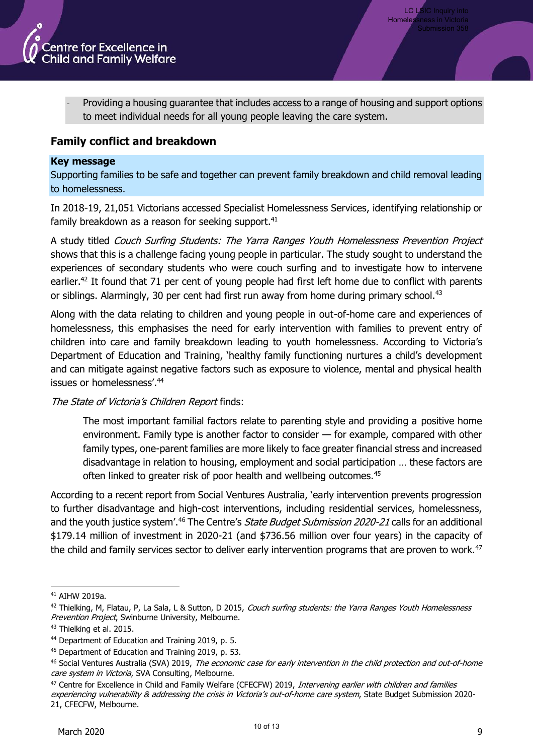- Providing a housing guarantee that includes access to a range of housing and support options to meet individual needs for all young people leaving the care system.

## Family conflict and breakdown

**Key message**

Supporting families to be safe and together can prevent family breakdown and child removal leading to homelessness.

In 2018-19, 21,051 Victorians accessed Specialist Homelessness Services, identifying relationship or family breakdown as a reason for seeking support.[41]

A study titled *Couch Surfing Students: The Yarra Ranges Youth Homelessness Prevention Project* shows that this is a challenge facing young people in particular. The study sought to understand the experiences of secondary students who were couch surfing and to investigate how to intervene earlier.[42] It found that 71 per cent of young people had first left home due to conflict with parents or siblings. Alarmingly, 30 per cent had first run away from home during primary school.[43]

Along with the data relating to children and young people in out-of-home care and experiences of homelessness, this emphasises the need for early intervention with families to prevent entry of children into care and family breakdown leading to youth homelessness. According to Victoria's Department of Education and Training, 'healthy family functioning nurtures a child's development and can mitigate against negative factors such as exposure to violence, mental and physical health issues or homelessness'.[44]

*The State of Victoria's Children Report* finds:

> The most important familial factors relate to parenting style and providing a positive home environment. Family type is another factor to consider — for example, compared with other family types, one-parent families are more likely to face greater financial stress and increased disadvantage in relation to housing, employment and social participation … these factors are often linked to greater risk of poor health and wellbeing outcomes.[45]

According to a recent report from Social Ventures Australia, 'early intervention prevents progression to further disadvantage and high-cost interventions, including residential services, homelessness, and the youth justice system'.[46] The Centre's *State Budget Submission 2020-21* calls for an additional $179.14 million of investment in 2020-21 (and $736.56 million over four years) in the capacity of the child and family services sector to deliver early intervention programs that are proven to work.[47]

---

[41] AIHW 2019a.

[42] Thielking, M, Flatau, P, La Sala, L & Sutton, D 2015, *Couch surfing students: the Yarra Ranges Youth Homelessness Prevention Project*, Swinburne University, Melbourne.

[43] Thielking et al. 2015.

[44] Department of Education and Training 2019, p. 5.

[45] Department of Education and Training 2019, p. 53.

[46] Social Ventures Australia (SVA) 2019, *The economic case for early intervention in the child protection and out-of-home care system in Victoria*, SVA Consulting, Melbourne.

[47] Centre for Excellence in Child and Family Welfare (CFECFW) 2019, *Intervening earlier with children and families experiencing vulnerability & addressing the crisis in Victoria's out-of-home care system*, State Budget Submission 2020-21, CFECFW, Melbourne.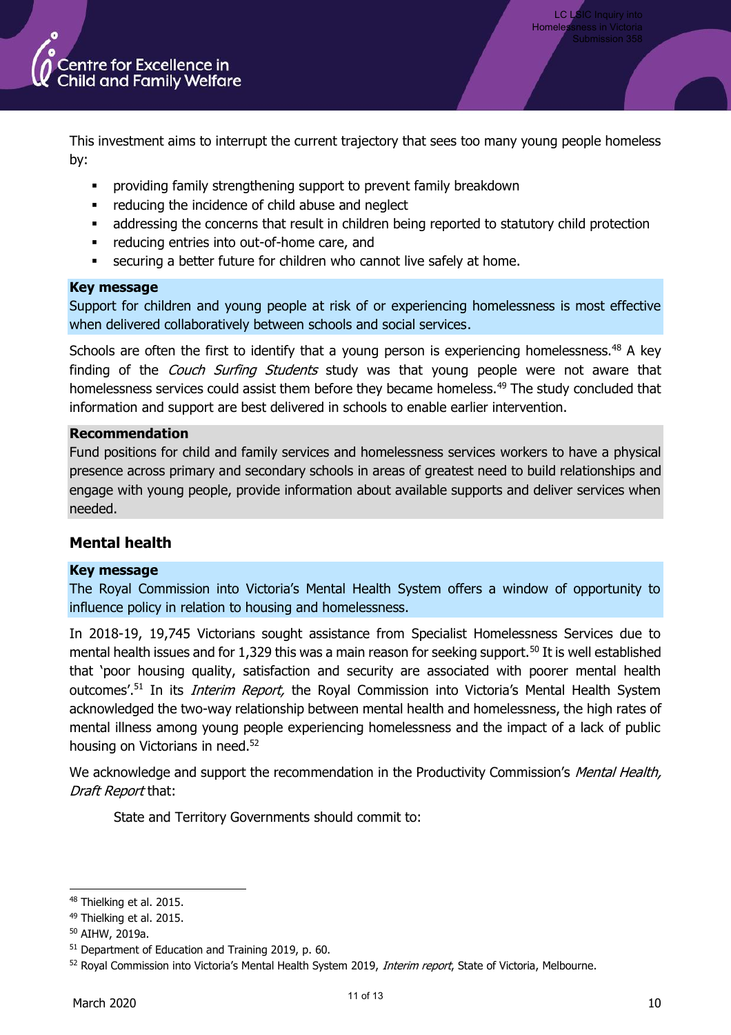This investment aims to interrupt the current trajectory that sees too many young people homeless by:

- providing family strengthening support to prevent family breakdown
- reducing the incidence of child abuse and neglect
- addressing the concerns that result in children being reported to statutory child protection
- reducing entries into out-of-home care, and
- securing a better future for children who cannot live safely at home.

**Key message**

Support for children and young people at risk of or experiencing homelessness is most effective when delivered collaboratively between schools and social services.

Schools are often the first to identify that a young person is experiencing homelessness.[48] A key finding of the *Couch Surfing Students* study was that young people were not aware that homelessness services could assist them before they became homeless.[49] The study concluded that information and support are best delivered in schools to enable earlier intervention.

**Recommendation**

Fund positions for child and family services and homelessness services workers to have a physical presence across primary and secondary schools in areas of greatest need to build relationships and engage with young people, provide information about available supports and deliver services when needed.

## Mental health

**Key message**

The Royal Commission into Victoria's Mental Health System offers a window of opportunity to influence policy in relation to housing and homelessness.

In 2018-19, 19,745 Victorians sought assistance from Specialist Homelessness Services due to mental health issues and for 1,329 this was a main reason for seeking support.[50] It is well established that 'poor housing quality, satisfaction and security are associated with poorer mental health outcomes'.[51] In its *Interim Report,* the Royal Commission into Victoria's Mental Health System acknowledged the two-way relationship between mental health and homelessness, the high rates of mental illness among young people experiencing homelessness and the impact of a lack of public housing on Victorians in need.[52]

We acknowledge and support the recommendation in the Productivity Commission's *Mental Health, Draft Report* that:

> State and Territory Governments should commit to:

---

[48] Thielking et al. 2015.

[49] Thielking et al. 2015.

[50] AIHW, 2019a.

[51] Department of Education and Training 2019, p. 60.

[52] Royal Commission into Victoria's Mental Health System 2019, *Interim report*, State of Victoria, Melbourne.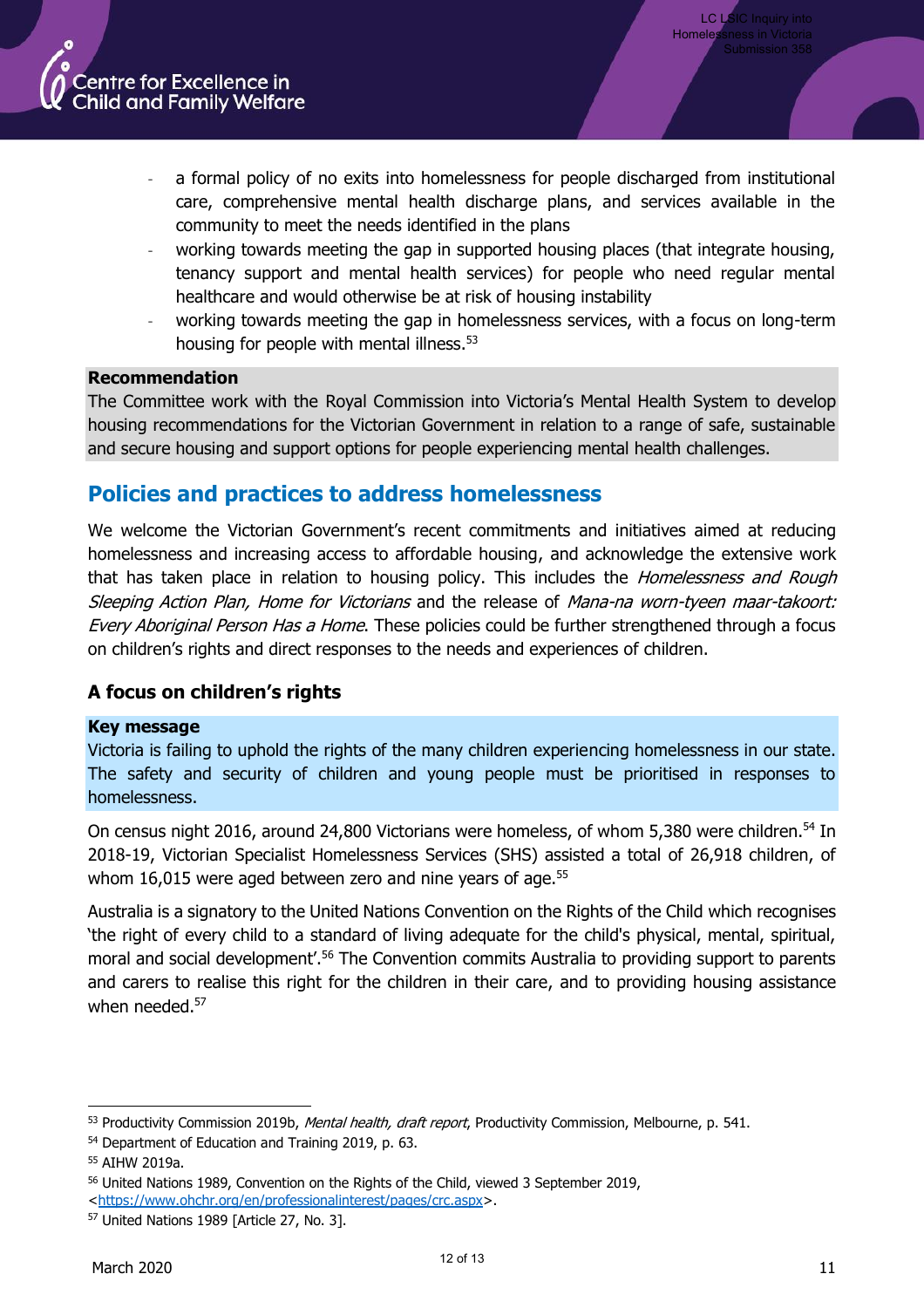- a formal policy of no exits into homelessness for people discharged from institutional care, comprehensive mental health discharge plans, and services available in the community to meet the needs identified in the plans
- working towards meeting the gap in supported housing places (that integrate housing, tenancy support and mental health services) for people who need regular mental healthcare and would otherwise be at risk of housing instability
- working towards meeting the gap in homelessness services, with a focus on long-term housing for people with mental illness.[53]

**Recommendation**

The Committee work with the Royal Commission into Victoria's Mental Health System to develop housing recommendations for the Victorian Government in relation to a range of safe, sustainable and secure housing and support options for people experiencing mental health challenges.

## Policies and practices to address homelessness

We welcome the Victorian Government's recent commitments and initiatives aimed at reducing homelessness and increasing access to affordable housing, and acknowledge the extensive work that has taken place in relation to housing policy. This includes the *Homelessness and Rough Sleeping Action Plan, Home for Victorians* and the release of *Mana-na worn-tyeen maar-takoort: Every Aboriginal Person Has a Home*. These policies could be further strengthened through a focus on children's rights and direct responses to the needs and experiences of children.

### A focus on children's rights

**Key message**

Victoria is failing to uphold the rights of the many children experiencing homelessness in our state. The safety and security of children and young people must be prioritised in responses to homelessness.

On census night 2016, around 24,800 Victorians were homeless, of whom 5,380 were children.[54] In 2018-19, Victorian Specialist Homelessness Services (SHS) assisted a total of 26,918 children, of whom 16,015 were aged between zero and nine years of age.[55]

Australia is a signatory to the United Nations Convention on the Rights of the Child which recognises 'the right of every child to a standard of living adequate for the child's physical, mental, spiritual, moral and social development'.[56] The Convention commits Australia to providing support to parents and carers to realise this right for the children in their care, and to providing housing assistance when needed.[57]

---

[53] Productivity Commission 2019b, *Mental health, draft report*, Productivity Commission, Melbourne, p. 541.

[54] Department of Education and Training 2019, p. 63.

[55] AIHW 2019a.

[56] United Nations 1989, Convention on the Rights of the Child, viewed 3 September 2019, <https://www.ohchr.org/en/professionalinterest/pages/crc.aspx>.

[57] United Nations 1989 [Article 27, No. 3].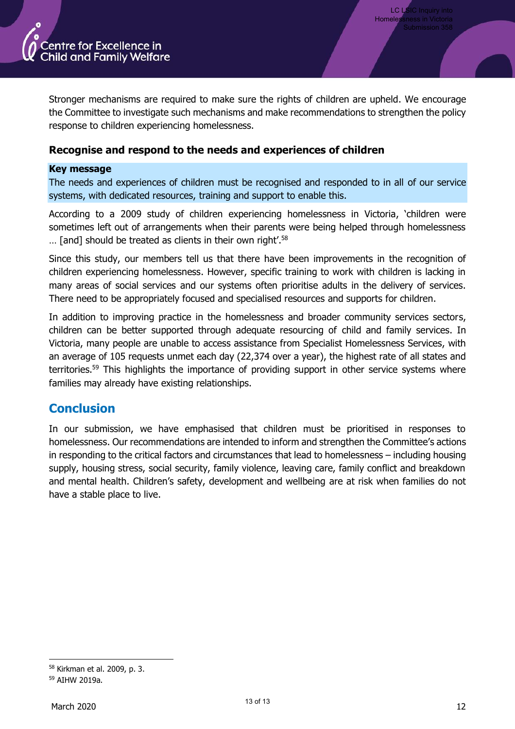Stronger mechanisms are required to make sure the rights of children are upheld. We encourage the Committee to investigate such mechanisms and make recommendations to strengthen the policy response to children experiencing homelessness.

### Recognise and respond to the needs and experiences of children

**Key message**
The needs and experiences of children must be recognised and responded to in all of our service systems, with dedicated resources, training and support to enable this.

According to a 2009 study of children experiencing homelessness in Victoria, 'children were sometimes left out of arrangements when their parents were being helped through homelessness … [and] should be treated as clients in their own right'.[58]

Since this study, our members tell us that there have been improvements in the recognition of children experiencing homelessness. However, specific training to work with children is lacking in many areas of social services and our systems often prioritise adults in the delivery of services. There need to be appropriately focused and specialised resources and supports for children.

In addition to improving practice in the homelessness and broader community services sectors, children can be better supported through adequate resourcing of child and family services. In Victoria, many people are unable to access assistance from Specialist Homelessness Services, with an average of 105 requests unmet each day (22,374 over a year), the highest rate of all states and territories.[59] This highlights the importance of providing support in other service systems where families may already have existing relationships.

## Conclusion

In our submission, we have emphasised that children must be prioritised in responses to homelessness. Our recommendations are intended to inform and strengthen the Committee's actions in responding to the critical factors and circumstances that lead to homelessness – including housing supply, housing stress, social security, family violence, leaving care, family conflict and breakdown and mental health. Children's safety, development and wellbeing are at risk when families do not have a stable place to live.

---

[58] Kirkman et al. 2009, p. 3.
[59] AIHW 2019a.